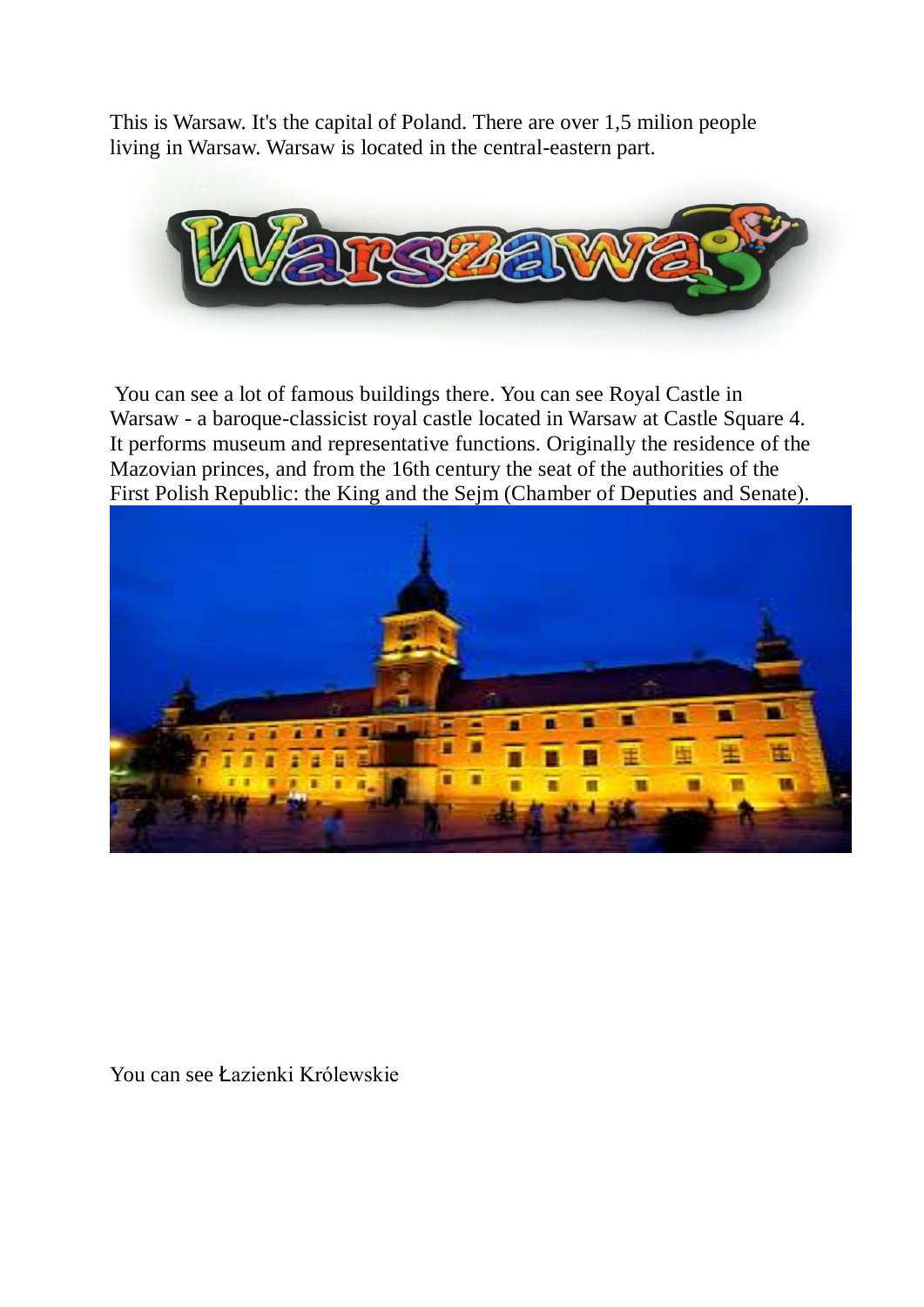This is Warsaw. It's the capital of Poland. There are over 1,5 milion people living in Warsaw. Warsaw is located in the central-eastern part.

You can see a lot of famous buildings there. You can see Royal Castle in Warsaw - a baroque-classicist royal castle located in Warsaw at Castle Square 4. It performs museum and representative functions. Originally the residence of the Mazovian princes, and from the 16th century the seat of the authorities of the First Polish Republic: the King and the Sejm (Chamber of Deputies and Senate).

You can see Łazienki Królewskie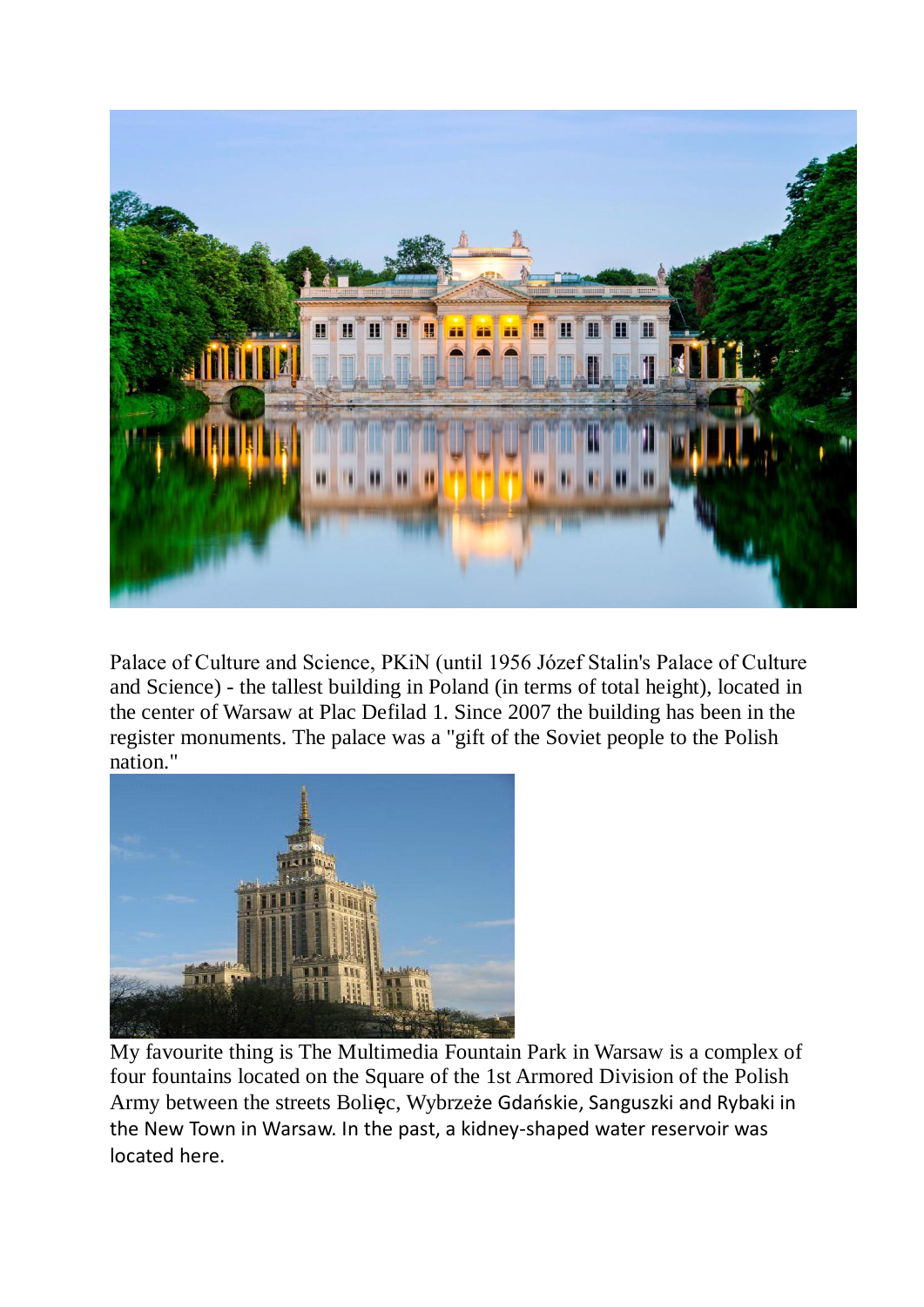Palace of Culture and Science, PKiN (until 1956 Józef Stalin's Palace of Culture and Science) - the tallest building in Poland (in terms of total height), located in the center of Warsaw at Plac Defilad 1. Since 2007 the building has been in the register monuments. The palace was a "gift of the Soviet people to the Polish nation."

My favourite thing is The Multimedia Fountain Park in Warsaw is a complex of four fountains located on the Square of the 1st Armored Division of the Polish Army between the streets Bolięc, Wybrzeże Gdańskie, Sanguszki and Rybaki in the New Town in Warsaw. In the past, a kidney-shaped water reservoir was located here.